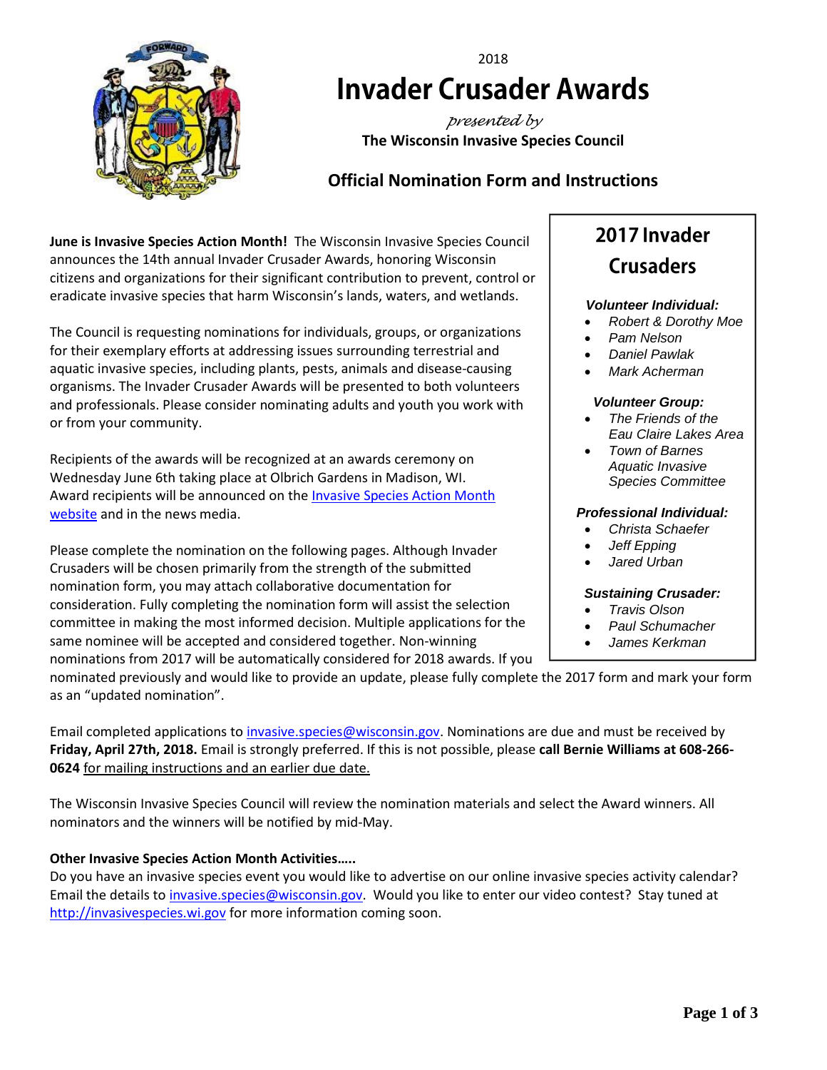2018

# Invader Crusader Awards

*presented by*

**The Wisconsin Invasive Species Council**

## Official Nomination Form and Instructions

**June is Invasive Species Action Month!** The Wisconsin Invasive Species Council announces the 14th annual Invader Crusader Awards, honoring Wisconsin citizens and organizations for their significant contribution to prevent, control or eradicate invasive species that harm Wisconsin's lands, waters, and wetlands.

The Council is requesting nominations for individuals, groups, or organizations for their exemplary efforts at addressing issues surrounding terrestrial and aquatic invasive species, including plants, pests, animals and disease-causing organisms. The Invader Crusader Awards will be presented to both volunteers and professionals. Please consider nominating adults and youth you work with or from your community.

Recipients of the awards will be recognized at an awards ceremony on Wednesday June 6th taking place at Olbrich Gardens in Madison, WI. Award recipients will be announced on the [Invasive Species Action Month website] and in the news media.

Please complete the nomination on the following pages. Although Invader Crusaders will be chosen primarily from the strength of the submitted nomination form, you may attach collaborative documentation for consideration. Fully completing the nomination form will assist the selection committee in making the most informed decision. Multiple applications for the same nominee will be accepted and considered together. Non-winning nominations from 2017 will be automatically considered for 2018 awards. If you nominated previously and would like to provide an update, please fully complete the 2017 form and mark your form as an "updated nomination".

Email completed applications to invasive.species@wisconsin.gov. Nominations are due and must be received by **Friday, April 27th, 2018.** Email is strongly preferred. If this is not possible, please **call Bernie Williams at 608-266-0624** for mailing instructions and an earlier due date.

The Wisconsin Invasive Species Council will review the nomination materials and select the Award winners. All nominators and the winners will be notified by mid-May.

**Other Invasive Species Action Month Activities…..**

Do you have an invasive species event you would like to advertise on our online invasive species activity calendar? Email the details to invasive.species@wisconsin.gov. Would you like to enter our video contest? Stay tuned at http://invasivespecies.wi.gov for more information coming soon.

## 2017 Invader Crusaders

***Volunteer Individual:***

- *Robert & Dorothy Moe*
- *Pam Nelson*
- *Daniel Pawlak*
- *Mark Acherman*

***Volunteer Group:***

- *The Friends of the Eau Claire Lakes Area*
- *Town of Barnes Aquatic Invasive Species Committee*

***Professional Individual:***

- *Christa Schaefer*
- *Jeff Epping*
- *Jared Urban*

***Sustaining Crusader:***

- *Travis Olson*
- *Paul Schumacher*
- *James Kerkman*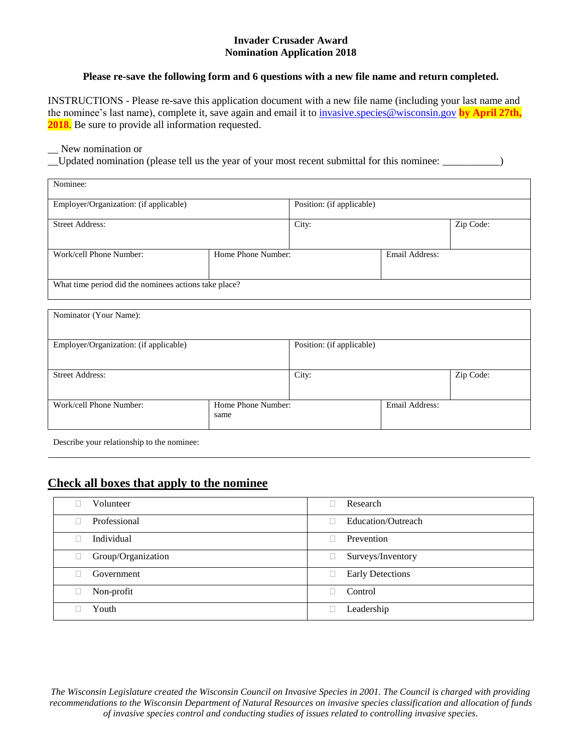**Invader Crusader Award**
**Nomination Application 2018**

**Please re-save the following form and 6 questions with a new file name and return completed.**

INSTRUCTIONS - Please re-save this application document with a new file name (including your last name and the nominee's last name), complete it, save again and email it to invasive.species@wisconsin.gov **by April 27th, 2018.** Be sure to provide all information requested.

__ New nomination or
__Updated nomination (please tell us the year of your most recent submittal for this nominee: ___________)

| Nominee: | | | | |
|---|---|---|---|---|
| Employer/Organization: (if applicable) | | Position: (if applicable) | | |
| Street Address: | | City: | | Zip Code: |
| Work/cell Phone Number: | Home Phone Number: | | Email Address: | |
| What time period did the nominees actions take place? | | | | |

| Nominator (Your Name): | | | | |
|---|---|---|---|---|
| Employer/Organization: (if applicable) | | Position: (if applicable) | | |
| Street Address: | | City: | | Zip Code: |
| Work/cell Phone Number: | Home Phone Number: same | | Email Address: | |

Describe your relationship to the nominee:

## Check all boxes that apply to the nominee

| | |
|---|---|
| ☐ Volunteer | ☐ Research |
| ☐ Professional | ☐ Education/Outreach |
| ☐ Individual | ☐ Prevention |
| ☐ Group/Organization | ☐ Surveys/Inventory |
| ☐ Government | ☐ Early Detections |
| ☐ Non-profit | ☐ Control |
| ☐ Youth | ☐ Leadership |

*The Wisconsin Legislature created the Wisconsin Council on Invasive Species in 2001. The Council is charged with providing recommendations to the Wisconsin Department of Natural Resources on invasive species classification and allocation of funds of invasive species control and conducting studies of issues related to controlling invasive species.*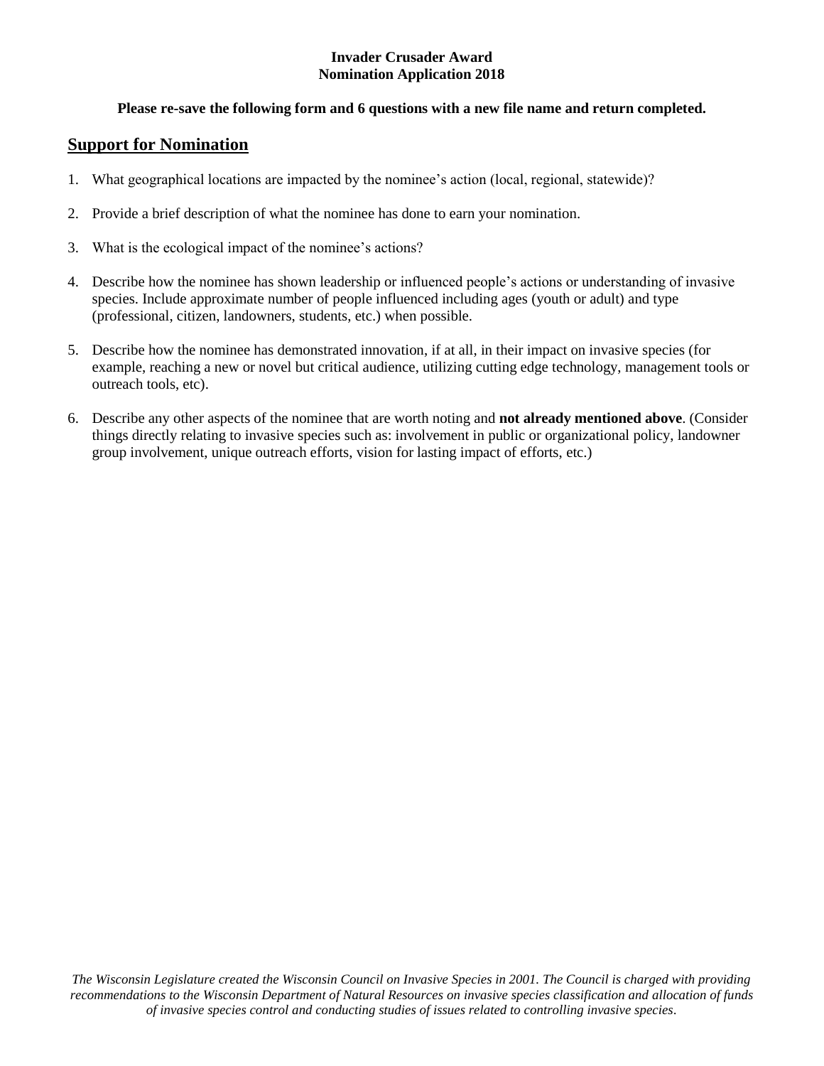**Invader Crusader Award**
**Nomination Application 2018**

**Please re-save the following form and 6 questions with a new file name and return completed.**

## Support for Nomination

1. What geographical locations are impacted by the nominee's action (local, regional, statewide)?

2. Provide a brief description of what the nominee has done to earn your nomination.

3. What is the ecological impact of the nominee's actions?

4. Describe how the nominee has shown leadership or influenced people's actions or understanding of invasive species. Include approximate number of people influenced including ages (youth or adult) and type (professional, citizen, landowners, students, etc.) when possible.

5. Describe how the nominee has demonstrated innovation, if at all, in their impact on invasive species (for example, reaching a new or novel but critical audience, utilizing cutting edge technology, management tools or outreach tools, etc).

6. Describe any other aspects of the nominee that are worth noting and **not already mentioned above**. (Consider things directly relating to invasive species such as: involvement in public or organizational policy, landowner group involvement, unique outreach efforts, vision for lasting impact of efforts, etc.)

*The Wisconsin Legislature created the Wisconsin Council on Invasive Species in 2001. The Council is charged with providing recommendations to the Wisconsin Department of Natural Resources on invasive species classification and allocation of funds of invasive species control and conducting studies of issues related to controlling invasive species.*